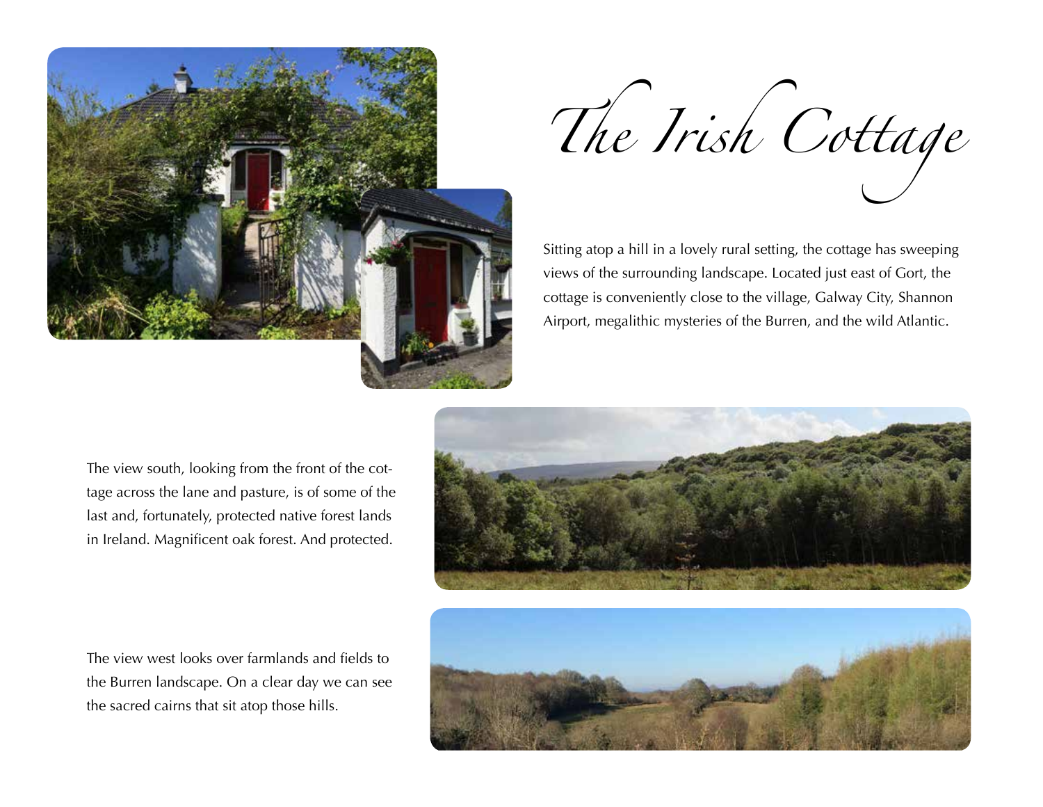# The Irish Cottage

Sitting atop a hill in a lovely rural setting, the cottage has sweeping views of the surrounding landscape. Located just east of Gort, the cottage is conveniently close to the village, Galway City, Shannon Airport, megalithic mysteries of the Burren, and the wild Atlantic.

The view south, looking from the front of the cottage across the lane and pasture, is of some of the last and, fortunately, protected native forest lands in Ireland. Magnificent oak forest. And protected.

The view west looks over farmlands and fields to the Burren landscape. On a clear day we can see the sacred cairns that sit atop those hills.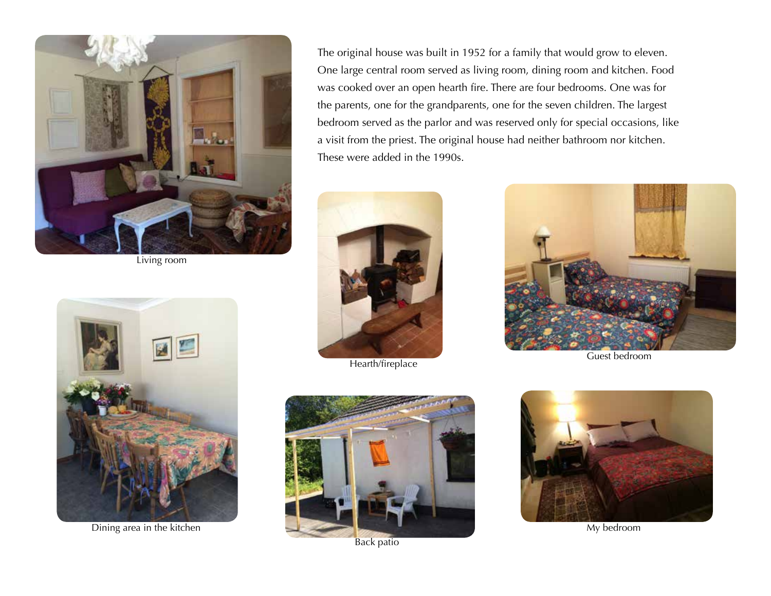Living room

The original house was built in 1952 for a family that would grow to eleven. One large central room served as living room, dining room and kitchen. Food was cooked over an open hearth fire. There are four bedrooms. One was for the parents, one for the grandparents, one for the seven children. The largest bedroom served as the parlor and was reserved only for special occasions, like a visit from the priest. The original house had neither bathroom nor kitchen. These were added in the 1990s.

Hearth/fireplace

Guest bedroom

Dining area in the kitchen

Back patio

My bedroom